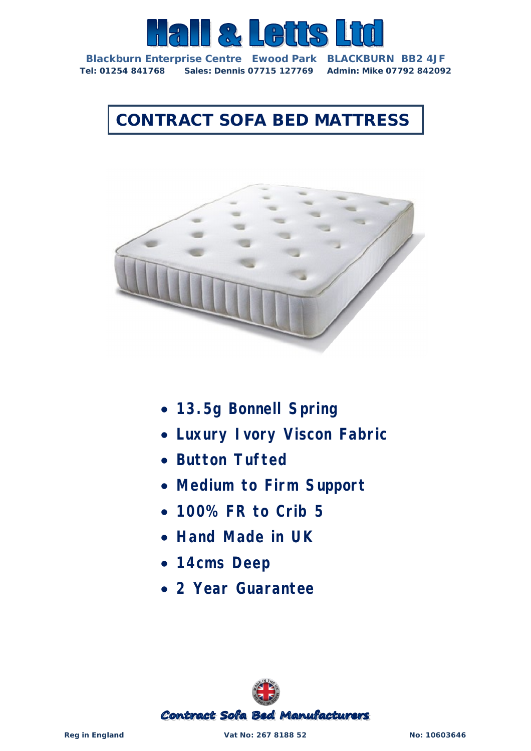# Hall & Letts Ltd

**Blackburn Enterprise Centre Ewood Park BLACKBURN BB2 4JF**

**Tel: 01254 841768 Sales: Dennis 07715 127769 Admin: Mike 07792 842092**

## CONTRACT SOFA BED MATTRESS

- **13.5g Bonnell Spring**
- **Luxury Ivory Viscon Fabric**
- **Button Tufted**
- **Medium to Firm Support**
- **100% FR to Crib 5**
- **Hand Made in UK**
- **14cms Deep**
- **2 Year Guarantee**

*Contract Sofa Bed Manufacturers*

**Reg in England** **Vat No: 267 8188 52** **No: 10603646**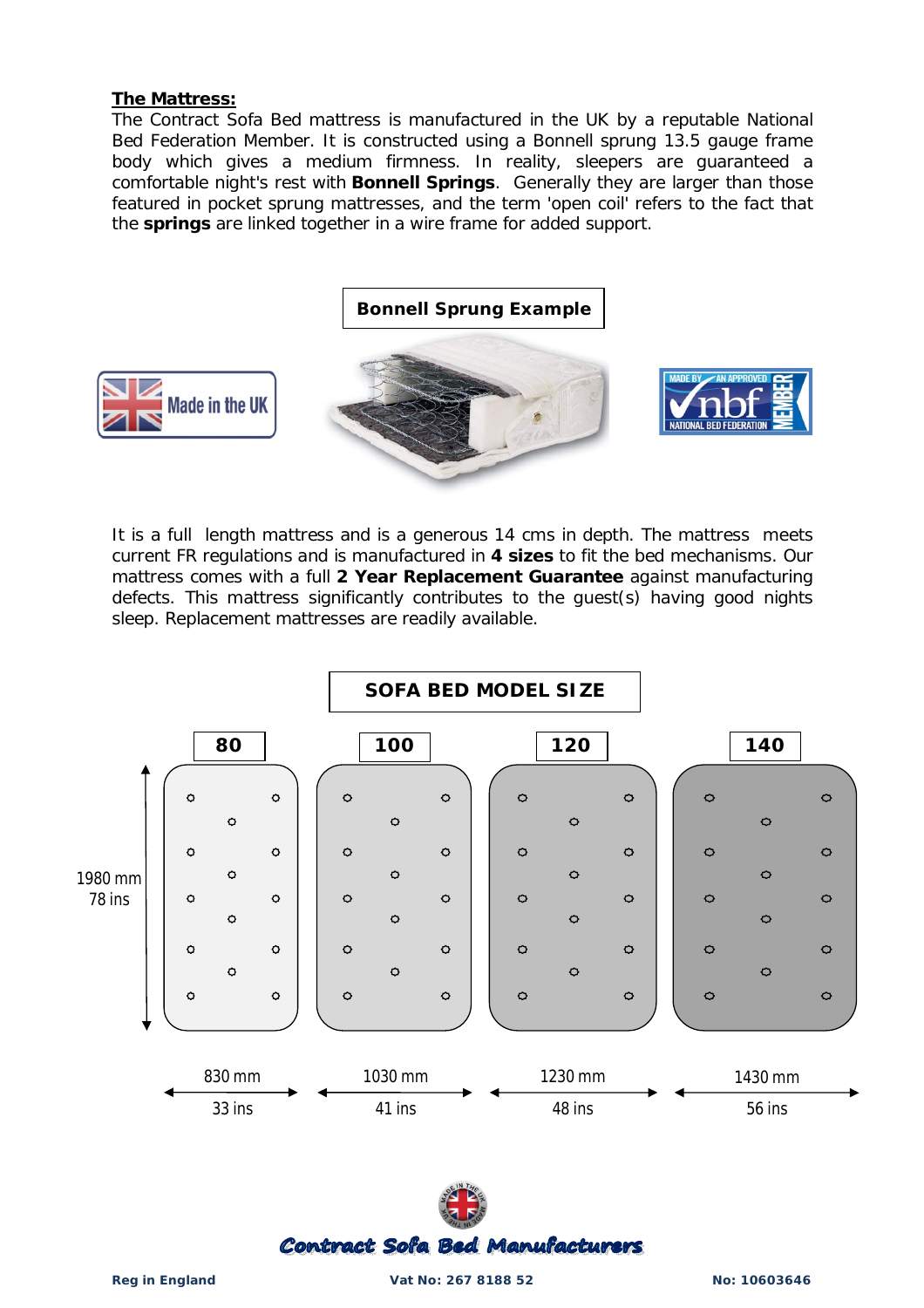**The Mattress:**

The Contract Sofa Bed mattress is manufactured in the UK by a reputable National Bed Federation Member. It is constructed using a Bonnell sprung 13.5 gauge frame body which gives a medium firmness. In reality, sleepers are guaranteed a comfortable night's rest with **Bonnell Springs**. Generally they are larger than those featured in pocket sprung mattresses, and the term 'open coil' refers to the fact that the **springs** are linked together in a wire frame for added support.

**Bonnell Sprung Example**

Made in the UK

MADE BY AN APPROVED nbf MEMBER NATIONAL BED FEDERATION

It is a full length mattress and is a generous 14 cms in depth. The mattress meets current FR regulations and is manufactured in **4 sizes** to fit the bed mechanisms. Our mattress comes with a full **2 Year Replacement Guarantee** against manufacturing defects. This mattress significantly contributes to the guest(s) having good nights sleep. Replacement mattresses are readily available.

**SOFA BED MODEL SIZE**

80
100
120
140

1980 mm
78 ins

830 mm
33 ins

1030 mm
41 ins

1230 mm
48 ins

1430 mm
56 ins

Contract Sofa Bed Manufacturers

**Reg in England** **Vat No: 267 8188 52** **No: 10603646**